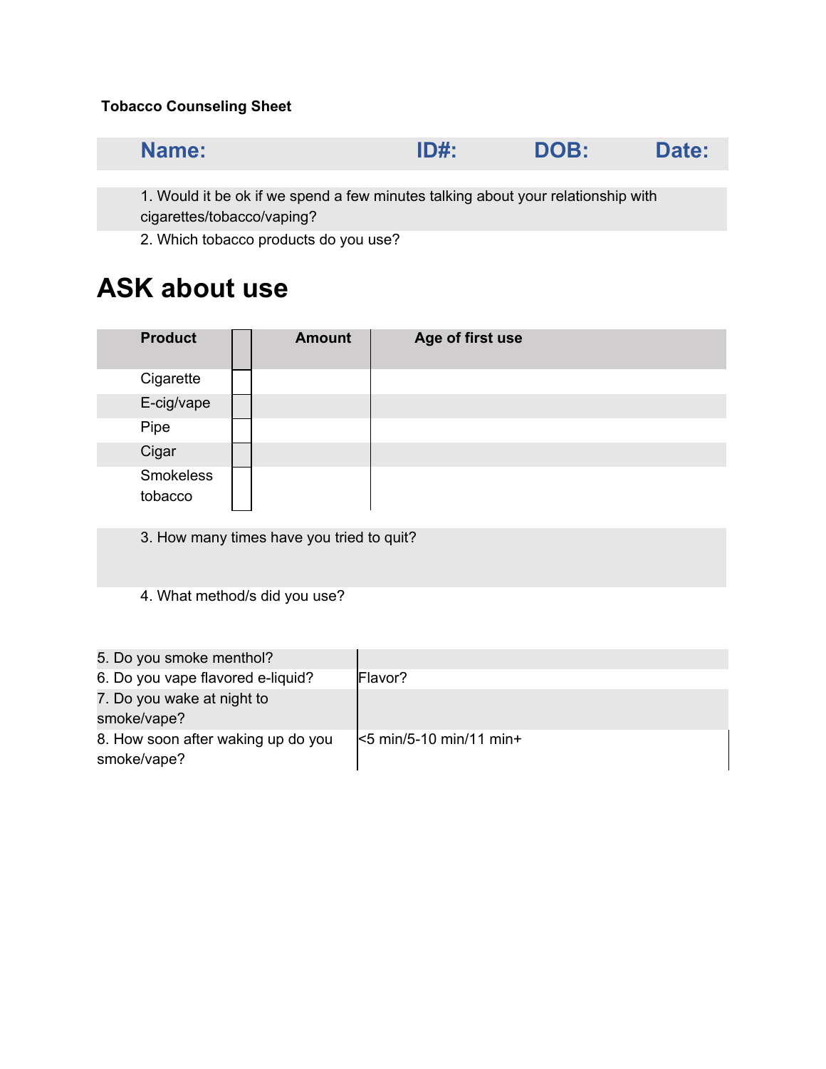**Tobacco Counseling Sheet**

| Name: | ID#: | DOB: | Date: |
|---|---|---|---|

1. Would it be ok if we spend a few minutes talking about your relationship with cigarettes/tobacco/vaping?
2. Which tobacco products do you use?

# ASK about use

| Product | | Amount | Age of first use |
|---|---|---|---|
| Cigarette | | | |
| E-cig/vape | | | |
| Pipe | | | |
| Cigar | | | |
| Smokeless tobacco | | | |

3. How many times have you tried to quit?

4. What method/s did you use?

| | |
|---|---|
| 5. Do you smoke menthol? | |
| 6. Do you vape flavored e-liquid? | Flavor? |
| 7. Do you wake at night to smoke/vape? | |
| 8. How soon after waking up do you smoke/vape? | <5 min/5-10 min/11 min+ |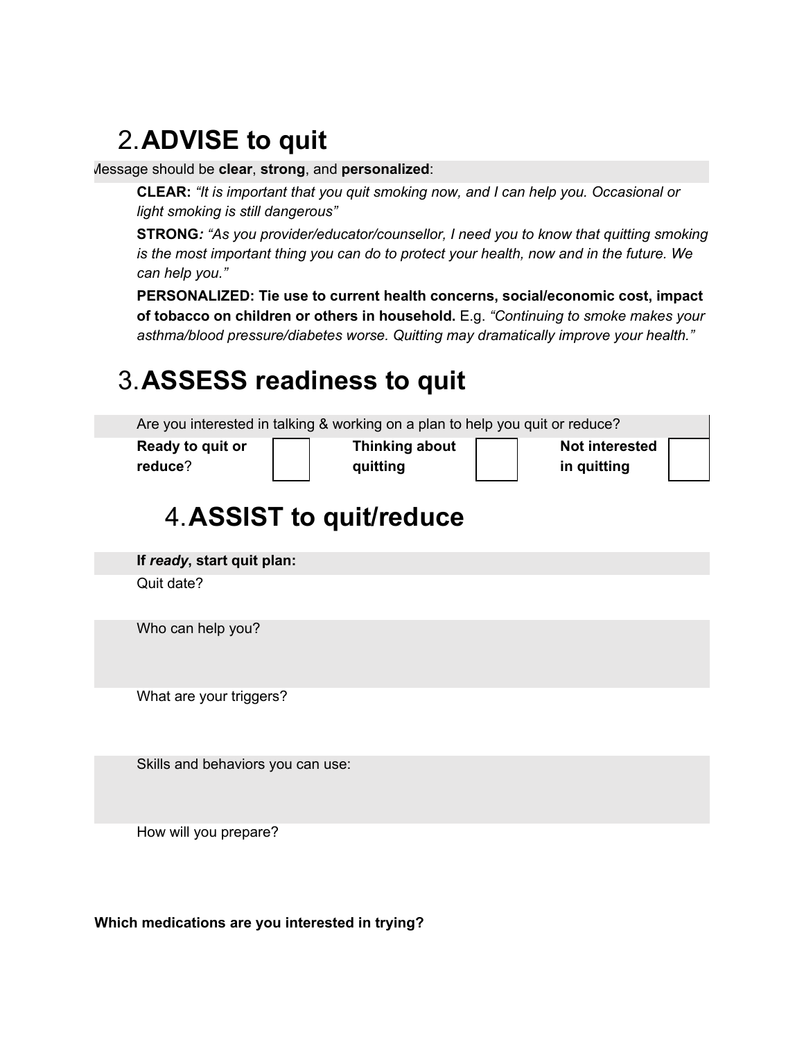## 2. ADVISE to quit

Message should be **clear**, **strong**, and **personalized**:

**CLEAR:** *"It is important that you quit smoking now, and I can help you. Occasional or light smoking is still dangerous"*

**STRONG***:* *"As you provider/educator/counsellor, I need you to know that quitting smoking is the most important thing you can do to protect your health, now and in the future. We can help you."*

**PERSONALIZED: Tie use to current health concerns, social/economic cost, impact of tobacco on children or others in household.** E.g. *"Continuing to smoke makes your asthma/blood pressure/diabetes worse. Quitting may dramatically improve your health."*

## 3. ASSESS readiness to quit

Are you interested in talking & working on a plan to help you quit or reduce?

| | | | | | |
|---|---|---|---|---|---|
| **Ready to quit or reduce**? | ☐ | **Thinking about quitting** | ☐ | **Not interested in quitting** | ☐ |

## 4. ASSIST to quit/reduce

**If *ready*, start quit plan:**

Quit date?

Who can help you?

What are your triggers?

Skills and behaviors you can use:

How will you prepare?

**Which medications are you interested in trying?**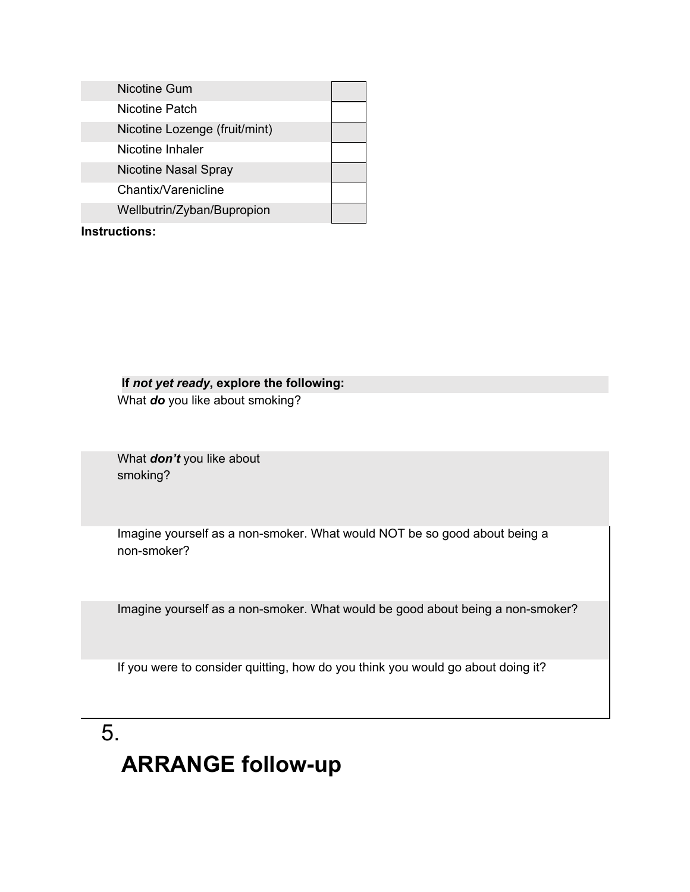| | |
|---|---|
| Nicotine Gum | |
| Nicotine Patch | |
| Nicotine Lozenge (fruit/mint) | |
| Nicotine Inhaler | |
| Nicotine Nasal Spray | |
| Chantix/Varenicline | |
| Wellbutrin/Zyban/Bupropion | |

**Instructions:**

**If *not yet ready*, explore the following:**

What ***do*** you like about smoking?

What ***don't*** you like about smoking?

Imagine yourself as a non-smoker. What would NOT be so good about being a non-smoker?

Imagine yourself as a non-smoker. What would be good about being a non-smoker?

If you were to consider quitting, how do you think you would go about doing it?

5.

# ARRANGE follow-up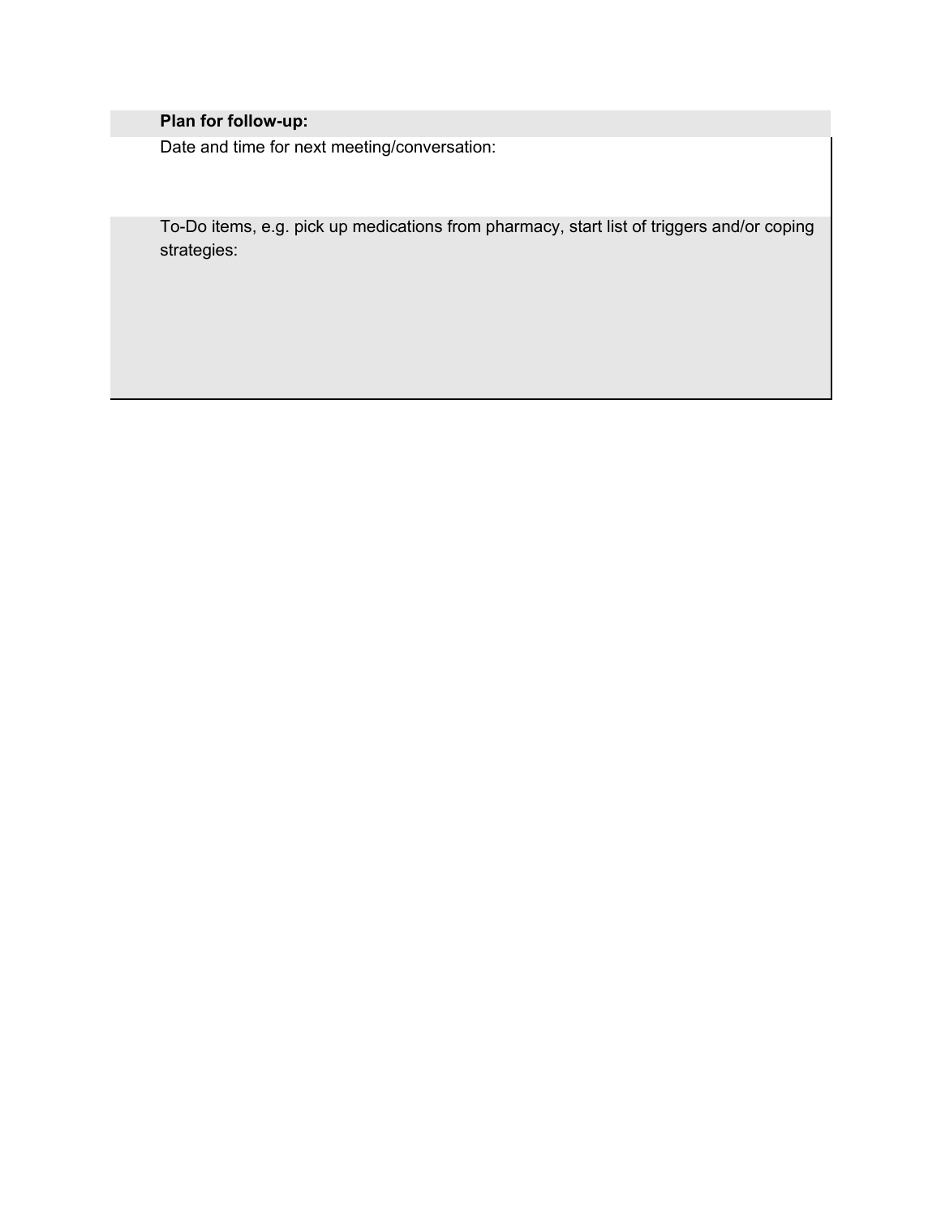**Plan for follow-up:**

Date and time for next meeting/conversation:

To-Do items, e.g. pick up medications from pharmacy, start list of triggers and/or coping strategies: